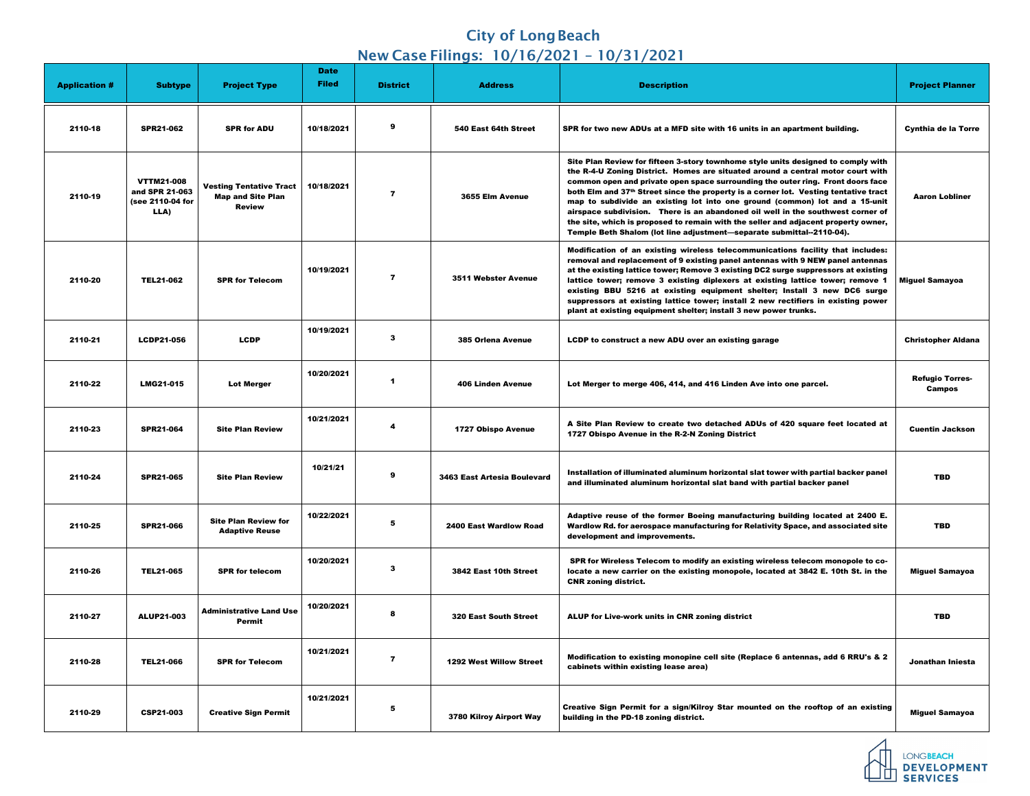# City of Long Beach

## New Case Filings: 10/16/2021 – 10/31/2021

| Application # | Subtype | Project Type | Date Filed | District | Address | Description | Project Planner |
|---|---|---|---|---|---|---|---|
| 2110-18 | SPR21-062 | SPR for ADU | 10/18/2021 | 9 | 540 East 64th Street | SPR for two new ADUs at a MFD site with 16 units in an apartment building. | Cynthia de la Torre |
| 2110-19 | VTTM21-008 and SPR 21-063 (see 2110-04 for LLA) | Vesting Tentative Tract Map and Site Plan Review | 10/18/2021 | 7 | 3655 Elm Avenue | Site Plan Review for fifteen 3-story townhome style units designed to comply with the R-4-U Zoning District. Homes are situated around a central motor court with common open and private open space surrounding the outer ring. Front doors face both Elm and 37th Street since the property is a corner lot. Vesting tentative tract map to subdivide an existing lot into one ground (common) lot and a 15-unit airspace subdivision. There is an abandoned oil well in the southwest corner of the site, which is proposed to remain with the seller and adjacent property owner, Temple Beth Shalom (lot line adjustment—separate submittal--2110-04). | Aaron Lobliner |
| 2110-20 | TEL21-062 | SPR for Telecom | 10/19/2021 | 7 | 3511 Webster Avenue | Modification of an existing wireless telecommunications facility that includes: removal and replacement of 9 existing panel antennas with 9 NEW panel antennas at the existing lattice tower; Remove 3 existing DC2 surge suppressors at existing lattice tower; remove 3 existing diplexers at existing lattice tower; remove 1 existing BBU 5216 at existing equipment shelter; Install 3 new DC6 surge suppressors at existing lattice tower; install 2 new rectifiers in existing power plant at existing equipment shelter; install 3 new power trunks. | Miguel Samayoa |
| 2110-21 | LCDP21-056 | LCDP | 10/19/2021 | 3 | 385 Orlena Avenue | LCDP to construct a new ADU over an existing garage | Christopher Aldana |
| 2110-22 | LMG21-015 | Lot Merger | 10/20/2021 | 1 | 406 Linden Avenue | Lot Merger to merge 406, 414, and 416 Linden Ave into one parcel. | Refugio Torres-Campos |
| 2110-23 | SPR21-064 | Site Plan Review | 10/21/2021 | 4 | 1727 Obispo Avenue | A Site Plan Review to create two detached ADUs of 420 square feet located at 1727 Obispo Avenue in the R-2-N Zoning District | Cuentin Jackson |
| 2110-24 | SPR21-065 | Site Plan Review | 10/21/21 | 9 | 3463 East Artesia Boulevard | Installation of illuminated aluminum horizontal slat tower with partial backer panel and illuminated aluminum horizontal slat band with partial backer panel | TBD |
| 2110-25 | SPR21-066 | Site Plan Review for Adaptive Reuse | 10/22/2021 | 5 | 2400 East Wardlow Road | Adaptive reuse of the former Boeing manufacturing building located at 2400 E. Wardlow Rd. for aerospace manufacturing for Relativity Space, and associated site development and improvements. | TBD |
| 2110-26 | TEL21-065 | SPR for telecom | 10/20/2021 | 3 | 3842 East 10th Street | SPR for Wireless Telecom to modify an existing wireless telecom monopole to co-locate a new carrier on the existing monopole, located at 3842 E. 10th St. in the CNR zoning district. | Miguel Samayoa |
| 2110-27 | ALUP21-003 | Administrative Land Use Permit | 10/20/2021 | 8 | 320 East South Street | ALUP for Live-work units in CNR zoning district | TBD |
| 2110-28 | TEL21-066 | SPR for Telecom | 10/21/2021 | 7 | 1292 West Willow Street | Modification to existing monopine cell site (Replace 6 antennas, add 6 RRU's & 2 cabinets within existing lease area) | Jonathan Iniesta |
| 2110-29 | CSP21-003 | Creative Sign Permit | 10/21/2021 | 5 | 3780 Kilroy Airport Way | Creative Sign Permit for a sign/Kilroy Star mounted on the rooftop of an existing building in the PD-18 zoning district. | Miguel Samayoa |

LONGBEACH DEVELOPMENT SERVICES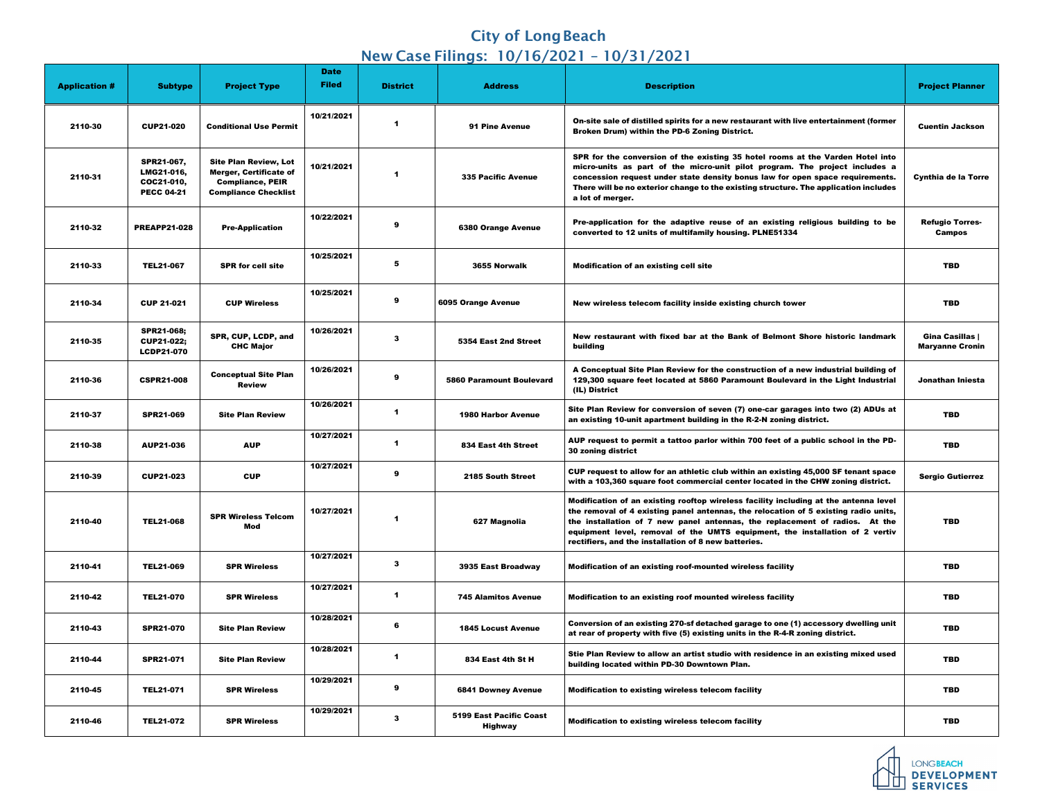# City of Long Beach

## New Case Filings: 10/16/2021 – 10/31/2021

| Application # | Subtype | Project Type | Date Filed | District | Address | Description | Project Planner |
|---|---|---|---|---|---|---|---|
| 2110-30 | CUP21-020 | Conditional Use Permit | 10/21/2021 | 1 | 91 Pine Avenue | On-site sale of distilled spirits for a new restaurant with live entertainment (former Broken Drum) within the PD-6 Zoning District. | Cuentin Jackson |
| 2110-31 | SPR21-067, LMG21-016, COC21-010, PECC 04-21 | Site Plan Review, Lot Merger, Certificate of Compliance, PEIR Compliance Checklist | 10/21/2021 | 1 | 335 Pacific Avenue | SPR for the conversion of the existing 35 hotel rooms at the Varden Hotel into micro-units as part of the micro-unit pilot program. The project includes a concession request under state density bonus law for open space requirements. There will be no exterior change to the existing structure. The application includes a lot of merger. | Cynthia de la Torre |
| 2110-32 | PREAPP21-028 | Pre-Application | 10/22/2021 | 9 | 6380 Orange Avenue | Pre-application for the adaptive reuse of an existing religious building to be converted to 12 units of multifamily housing. PLNE51334 | Refugio Torres-Campos |
| 2110-33 | TEL21-067 | SPR for cell site | 10/25/2021 | 5 | 3655 Norwalk | Modification of an existing cell site | TBD |
| 2110-34 | CUP 21-021 | CUP Wireless | 10/25/2021 | 9 | 6095 Orange Avenue | New wireless telecom facility inside existing church tower | TBD |
| 2110-35 | SPR21-068; CUP21-022; LCDP21-070 | SPR, CUP, LCDP, and CHC Major | 10/26/2021 | 3 | 5354 East 2nd Street | New restaurant with fixed bar at the Bank of Belmont Shore historic landmark building | Gina Casillas \| Maryanne Cronin |
| 2110-36 | CSPR21-008 | Conceptual Site Plan Review | 10/26/2021 | 9 | 5860 Paramount Boulevard | A Conceptual Site Plan Review for the construction of a new industrial building of 129,300 square feet located at 5860 Paramount Boulevard in the Light Industrial (IL) District | Jonathan Iniesta |
| 2110-37 | SPR21-069 | Site Plan Review | 10/26/2021 | 1 | 1980 Harbor Avenue | Site Plan Review for conversion of seven (7) one-car garages into two (2) ADUs at an existing 10-unit apartment building in the R-2-N zoning district. | TBD |
| 2110-38 | AUP21-036 | AUP | 10/27/2021 | 1 | 834 East 4th Street | AUP request to permit a tattoo parlor within 700 feet of a public school in the PD-30 zoning district | TBD |
| 2110-39 | CUP21-023 | CUP | 10/27/2021 | 9 | 2185 South Street | CUP request to allow for an athletic club within an existing 45,000 SF tenant space with a 103,360 square foot commercial center located in the CHW zoning district. | Sergio Gutierrez |
| 2110-40 | TEL21-068 | SPR Wireless Telcom Mod | 10/27/2021 | 1 | 627 Magnolia | Modification of an existing rooftop wireless facility including at the antenna level the removal of 4 existing panel antennas, the relocation of 5 existing radio units, the installation of 7 new panel antennas, the replacement of radios. At the equipment level, removal of the UMTS equipment, the installation of 2 vertiv rectifiers, and the installation of 8 new batteries. | TBD |
| 2110-41 | TEL21-069 | SPR Wireless | 10/27/2021 | 3 | 3935 East Broadway | Modification of an existing roof-mounted wireless facility | TBD |
| 2110-42 | TEL21-070 | SPR Wireless | 10/27/2021 | 1 | 745 Alamitos Avenue | Modification to an existing roof mounted wireless facility | TBD |
| 2110-43 | SPR21-070 | Site Plan Review | 10/28/2021 | 6 | 1845 Locust Avenue | Conversion of an existing 270-sf detached garage to one (1) accessory dwelling unit at rear of property with five (5) existing units in the R-4-R zoning district. | TBD |
| 2110-44 | SPR21-071 | Site Plan Review | 10/28/2021 | 1 | 834 East 4th St H | Stie Plan Review to allow an artist studio with residence in an existing mixed used building located within PD-30 Downtown Plan. | TBD |
| 2110-45 | TEL21-071 | SPR Wireless | 10/29/2021 | 9 | 6841 Downey Avenue | Modification to existing wireless telecom facility | TBD |
| 2110-46 | TEL21-072 | SPR Wireless | 10/29/2021 | 3 | 5199 East Pacific Coast Highway | Modification to existing wireless telecom facility | TBD |

LONGBEACH DEVELOPMENT SERVICES